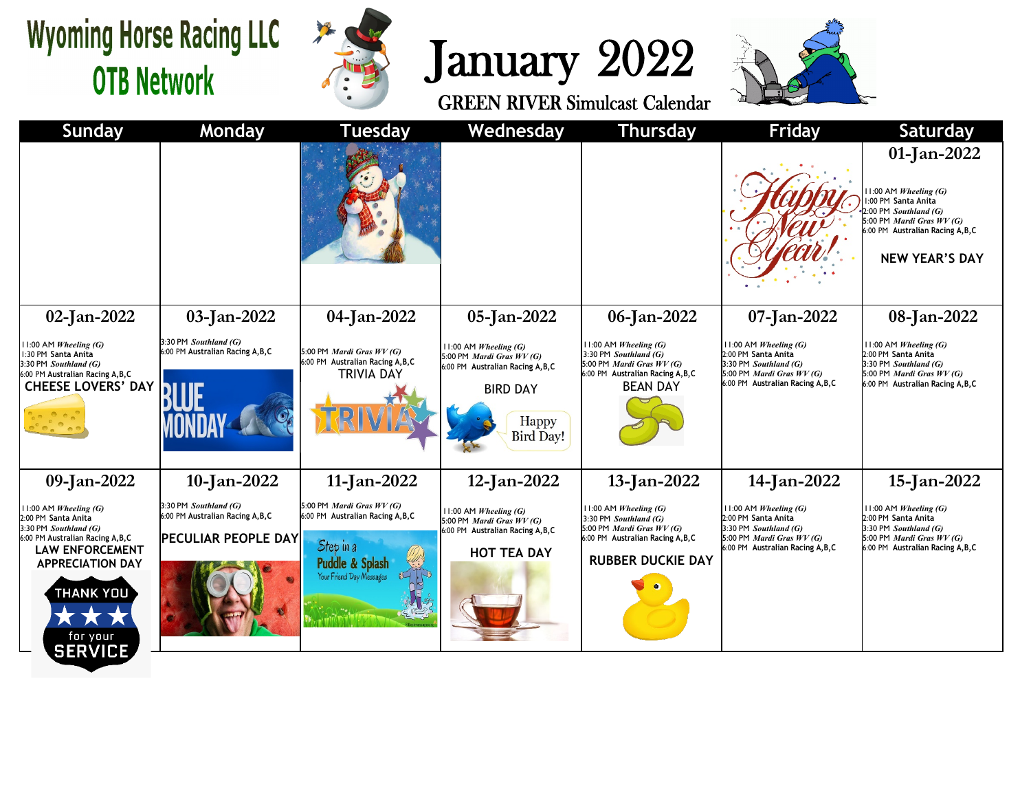# Wyoming Horse Racing LLC
## OTB Network

# January 2022

### GREEN RIVER Simulcast Calendar

| Sunday | Monday | Tuesday | Wednesday | Thursday | Friday | Saturday |
|---|---|---|---|---|---|---|
| | | | | | | **01-Jan-2022**<br>11:00 AM *Wheeling (G)*<br>1:00 PM Santa Anita<br>2:00 PM *Southland (G)*<br>5:00 PM *Mardi Gras WV (G)*<br>6:00 PM Australian Racing A,B,C<br>**NEW YEAR'S DAY** |
| **02-Jan-2022**<br>11:00 AM *Wheeling (G)*<br>1:30 PM Santa Anita<br>3:30 PM *Southland (G)*<br>6:00 PM Australian Racing A,B,C<br>**CHEESE LOVERS' DAY** | **03-Jan-2022**<br>3:30 PM *Southland (G)*<br>6:00 PM Australian Racing A,B,C<br>BLUE MONDAY | **04-Jan-2022**<br>5:00 PM *Mardi Gras WV (G)*<br>6:00 PM Australian Racing A,B,C<br>TRIVIA DAY | **05-Jan-2022**<br>11:00 AM *Wheeling (G)*<br>5:00 PM *Mardi Gras WV (G)*<br>6:00 PM Australian Racing A,B,C<br>BIRD DAY | **06-Jan-2022**<br>11:00 AM *Wheeling (G)*<br>3:30 PM *Southland (G)*<br>5:00 PM *Mardi Gras WV (G)*<br>6:00 PM Australian Racing A,B,C<br>BEAN DAY | **07-Jan-2022**<br>11:00 AM *Wheeling (G)*<br>2:00 PM Santa Anita<br>3:30 PM *Southland (G)*<br>5:00 PM *Mardi Gras WV (G)*<br>6:00 PM Australian Racing A,B,C | **08-Jan-2022**<br>11:00 AM *Wheeling (G)*<br>2:00 PM Santa Anita<br>3:30 PM *Southland (G)*<br>5:00 PM *Mardi Gras WV (G)*<br>6:00 PM Australian Racing A,B,C |
| **09-Jan-2022**<br>11:00 AM *Wheeling (G)*<br>2:00 PM Santa Anita<br>3:30 PM *Southland (G)*<br>6:00 PM Australian Racing A,B,C<br>**LAW ENFORCEMENT APPRECIATION DAY** | **10-Jan-2022**<br>3:30 PM *Southland (G)*<br>6:00 PM Australian Racing A,B,C<br>**PECULIAR PEOPLE DAY** | **11-Jan-2022**<br>5:00 PM *Mardi Gras WV (G)*<br>6:00 PM Australian Racing A,B,C<br>Step in a Puddle & Splash | **12-Jan-2022**<br>11:00 AM *Wheeling (G)*<br>5:00 PM *Mardi Gras WV (G)*<br>6:00 PM Australian Racing A,B,C<br>**HOT TEA DAY** | **13-Jan-2022**<br>11:00 AM *Wheeling (G)*<br>3:30 PM *Southland (G)*<br>5:00 PM *Mardi Gras WV (G)*<br>6:00 PM Australian Racing A,B,C<br>**RUBBER DUCKIE DAY** | **14-Jan-2022**<br>11:00 AM *Wheeling (G)*<br>2:00 PM Santa Anita<br>3:30 PM *Southland (G)*<br>5:00 PM *Mardi Gras WV (G)*<br>6:00 PM Australian Racing A,B,C | **15-Jan-2022**<br>11:00 AM *Wheeling (G)*<br>2:00 PM Santa Anita<br>3:30 PM *Southland (G)*<br>5:00 PM *Mardi Gras WV (G)*<br>6:00 PM Australian Racing A,B,C |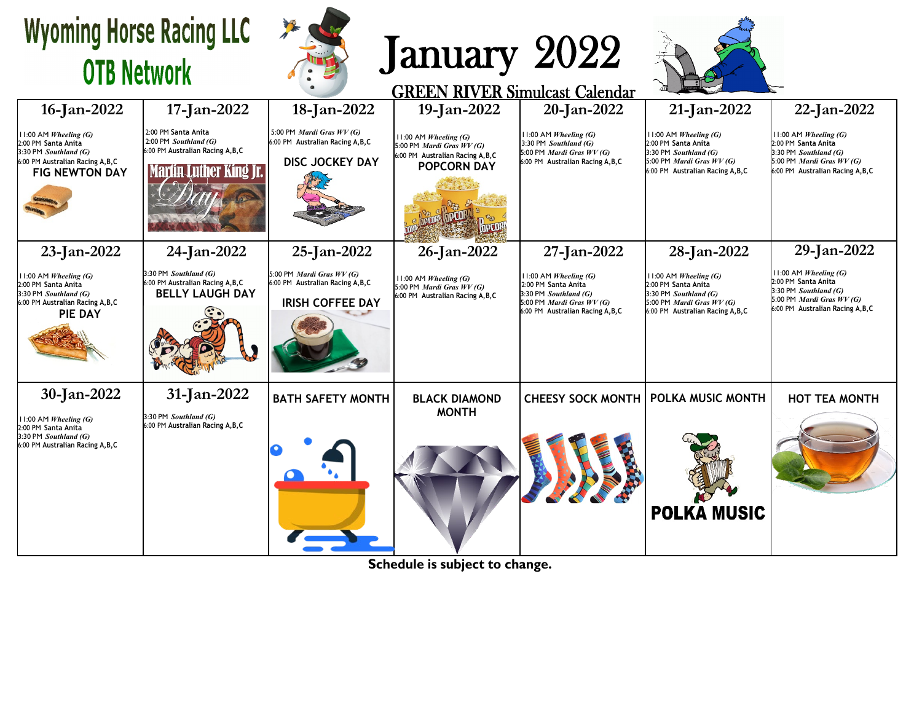# Wyoming Horse Racing LLC OTB Network

# January 2022

## GREEN RIVER Simulcast Calendar

| 16-Jan-2022 | 17-Jan-2022 | 18-Jan-2022 | 19-Jan-2022 | 20-Jan-2022 | 21-Jan-2022 | 22-Jan-2022 |
|---|---|---|---|---|---|---|
| 11:00 AM *Wheeling (G)*<br>2:00 PM Santa Anita<br>3:30 PM *Southland (G)*<br>6:00 PM Australian Racing A,B,C<br>**FIG NEWTON DAY** | 2:00 PM Santa Anita<br>2:00 PM *Southland (G)*<br>6:00 PM Australian Racing A,B,C<br>**Martin Luther King Jr. Day** | 5:00 PM *Mardi Gras WV (G)*<br>6:00 PM Australian Racing A,B,C<br>**DISC JOCKEY DAY** | 11:00 AM *Wheeling (G)*<br>5:00 PM *Mardi Gras WV (G)*<br>6:00 PM Australian Racing A,B,C<br>**POPCORN DAY** | 11:00 AM *Wheeling (G)*<br>3:30 PM *Southland (G)*<br>5:00 PM *Mardi Gras WV (G)*<br>6:00 PM Australian Racing A,B,C | 11:00 AM *Wheeling (G)*<br>2:00 PM Santa Anita<br>3:30 PM *Southland (G)*<br>5:00 PM *Mardi Gras WV (G)*<br>6:00 PM Australian Racing A,B,C | 11:00 AM *Wheeling (G)*<br>2:00 PM Santa Anita<br>3:30 PM *Southland (G)*<br>5:00 PM *Mardi Gras WV (G)*<br>6:00 PM Australian Racing A,B,C |
| **23-Jan-2022** | **24-Jan-2022** | **25-Jan-2022** | **26-Jan-2022** | **27-Jan-2022** | **28-Jan-2022** | **29-Jan-2022** |
| 11:00 AM *Wheeling (G)*<br>2:00 PM Santa Anita<br>3:30 PM *Southland (G)*<br>6:00 PM Australian Racing A,B,C<br>**PIE DAY** | 3:30 PM *Southland (G)*<br>6:00 PM Australian Racing A,B,C<br>**BELLY LAUGH DAY** | 5:00 PM *Mardi Gras WV (G)*<br>6:00 PM Australian Racing A,B,C<br>**IRISH COFFEE DAY** | 11:00 AM *Wheeling (G)*<br>5:00 PM *Mardi Gras WV (G)*<br>6:00 PM Australian Racing A,B,C | 11:00 AM *Wheeling (G)*<br>2:00 PM Santa Anita<br>3:30 PM *Southland (G)*<br>5:00 PM *Mardi Gras WV (G)*<br>6:00 PM Australian Racing A,B,C | 11:00 AM *Wheeling (G)*<br>2:00 PM Santa Anita<br>3:30 PM *Southland (G)*<br>5:00 PM *Mardi Gras WV (G)*<br>6:00 PM Australian Racing A,B,C | 11:00 AM *Wheeling (G)*<br>2:00 PM Santa Anita<br>3:30 PM *Southland (G)*<br>5:00 PM *Mardi Gras WV (G)*<br>6:00 PM Australian Racing A,B,C |
| **30-Jan-2022** | **31-Jan-2022** | **BATH SAFETY MONTH** | **BLACK DIAMOND MONTH** | **CHEESY SOCK MONTH** | **POLKA MUSIC MONTH** | **HOT TEA MONTH** |
| 11:00 AM *Wheeling (G)*<br>2:00 PM Santa Anita<br>3:30 PM *Southland (G)*<br>6:00 PM Australian Racing A,B,C | 3:30 PM *Southland (G)*<br>6:00 PM Australian Racing A,B,C | | | | POLKA MUSIC | |

**Schedule is subject to change.**